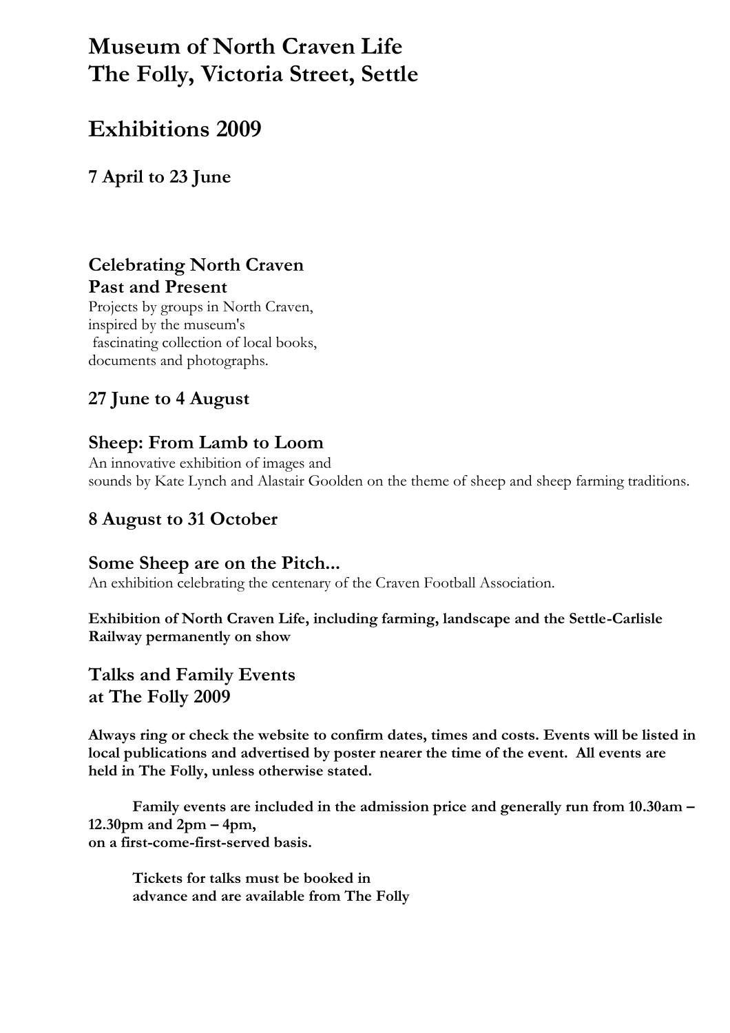# Museum of North Craven Life
# The Folly, Victoria Street, Settle

# Exhibitions 2009

### 7 April to 23 June

### Celebrating North Craven Past and Present

Projects by groups in North Craven, inspired by the museum's fascinating collection of local books, documents and photographs.

### 27 June to 4 August

### Sheep: From Lamb to Loom

An innovative exhibition of images and sounds by Kate Lynch and Alastair Goolden on the theme of sheep and sheep farming traditions.

### 8 August to 31 October

### Some Sheep are on the Pitch...

An exhibition celebrating the centenary of the Craven Football Association.

**Exhibition of North Craven Life, including farming, landscape and the Settle-Carlisle Railway permanently on show**

## Talks and Family Events at The Folly 2009

**Always ring or check the website to confirm dates, times and costs. Events will be listed in local publications and advertised by poster nearer the time of the event. All events are held in The Folly, unless otherwise stated.**

**Family events are included in the admission price and generally run from 10.30am – 12.30pm and 2pm – 4pm, on a first-come-first-served basis.**

**Tickets for talks must be booked in advance and are available from The Folly**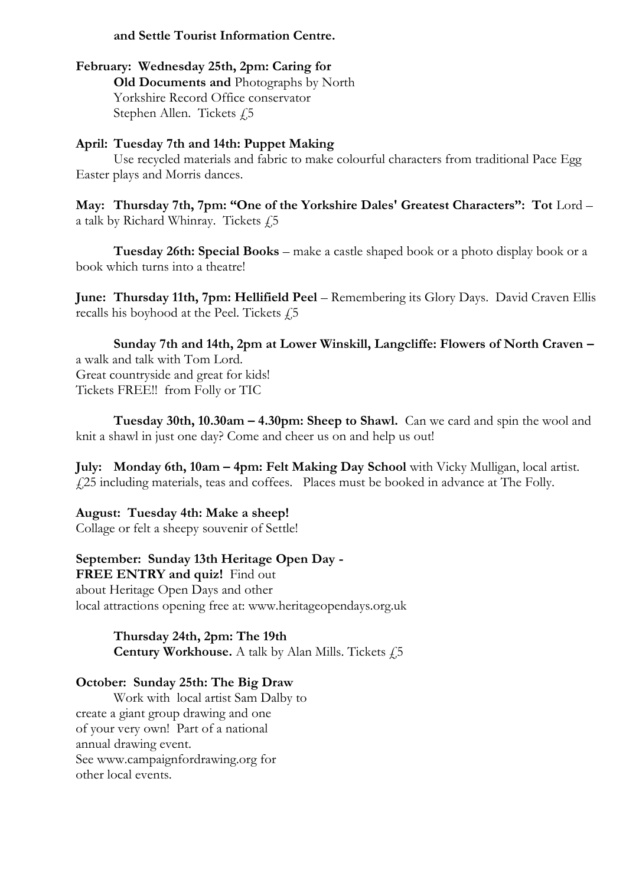**and Settle Tourist Information Centre.**

**February: Wednesday 25th, 2pm: Caring for Old Documents and** Photographs by North Yorkshire Record Office conservator Stephen Allen. Tickets £5

**April: Tuesday 7th and 14th: Puppet Making**

Use recycled materials and fabric to make colourful characters from traditional Pace Egg Easter plays and Morris dances.

**May: Thursday 7th, 7pm: "One of the Yorkshire Dales' Greatest Characters": Tot** Lord – a talk by Richard Whinray. Tickets £5

**Tuesday 26th: Special Books** – make a castle shaped book or a photo display book or a book which turns into a theatre!

**June: Thursday 11th, 7pm: Hellifield Peel** – Remembering its Glory Days. David Craven Ellis recalls his boyhood at the Peel. Tickets £5

**Sunday 7th and 14th, 2pm at Lower Winskill, Langcliffe: Flowers of North Craven –** a walk and talk with Tom Lord.
Great countryside and great for kids!
Tickets FREE!! from Folly or TIC

**Tuesday 30th, 10.30am – 4.30pm: Sheep to Shawl.** Can we card and spin the wool and knit a shawl in just one day? Come and cheer us on and help us out!

**July: Monday 6th, 10am – 4pm: Felt Making Day School** with Vicky Mulligan, local artist. £25 including materials, teas and coffees. Places must be booked in advance at The Folly.

**August: Tuesday 4th: Make a sheep!**
Collage or felt a sheepy souvenir of Settle!

**September: Sunday 13th Heritage Open Day - FREE ENTRY and quiz!** Find out about Heritage Open Days and other local attractions opening free at: www.heritageopendays.org.uk

**Thursday 24th, 2pm: The 19th Century Workhouse.** A talk by Alan Mills. Tickets £5

**October: Sunday 25th: The Big Draw**

Work with local artist Sam Dalby to create a giant group drawing and one of your very own! Part of a national annual drawing event.
See www.campaignfordrawing.org for other local events.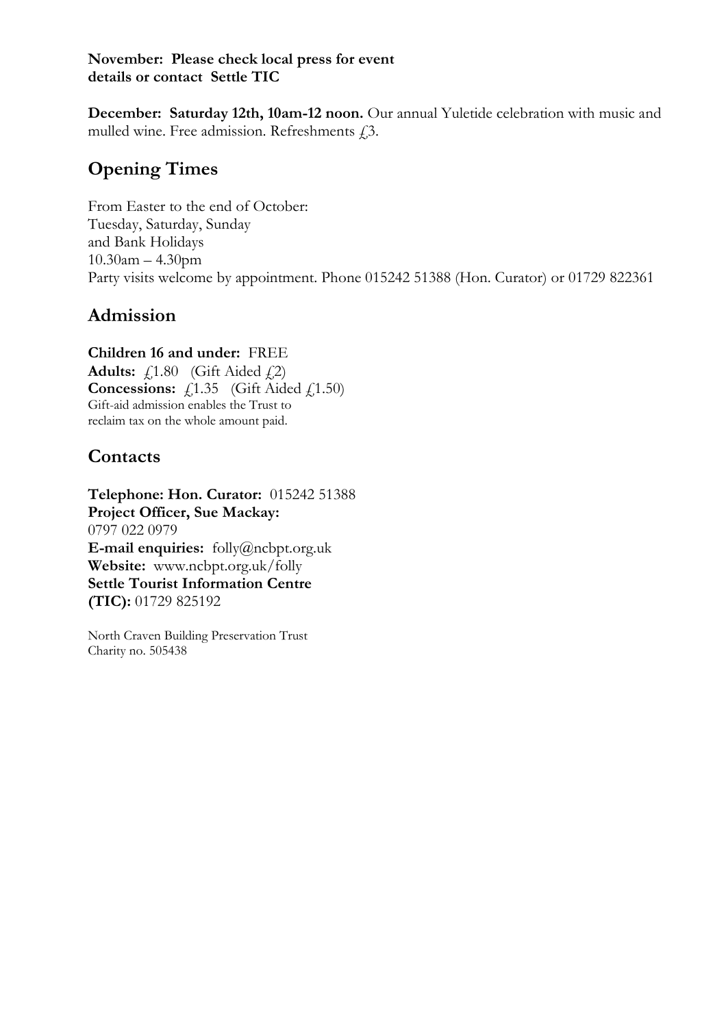**November: Please check local press for event details or contact Settle TIC**

**December: Saturday 12th, 10am-12 noon.** Our annual Yuletide celebration with music and mulled wine. Free admission. Refreshments £3.

## Opening Times

From Easter to the end of October:
Tuesday, Saturday, Sunday
and Bank Holidays
10.30am – 4.30pm
Party visits welcome by appointment. Phone 015242 51388 (Hon. Curator) or 01729 822361

## Admission

**Children 16 and under:** FREE
**Adults:** £1.80 (Gift Aided £2)
**Concessions:** £1.35 (Gift Aided £1.50)
Gift-aid admission enables the Trust to reclaim tax on the whole amount paid.

## Contacts

**Telephone: Hon. Curator:** 015242 51388
**Project Officer, Sue Mackay:**
0797 022 0979
**E-mail enquiries:** folly@ncbpt.org.uk
**Website:** www.ncbpt.org.uk/folly
**Settle Tourist Information Centre (TIC):** 01729 825192

North Craven Building Preservation Trust
Charity no. 505438